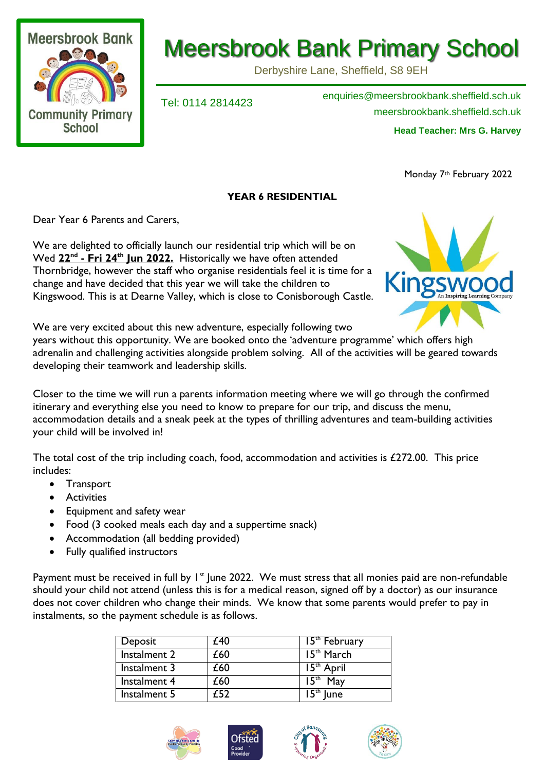# Meersbrook Bank Primary School

Derbyshire Lane, Sheffield, S8 9EH

Tel: 0114 2814423

enquiries@meersbrookbank.sheffield.sch.uk
meersbrookbank.sheffield.sch.uk

**Head Teacher: Mrs G. Harvey**

Monday 7th February 2022

**YEAR 6 RESIDENTIAL**

Dear Year 6 Parents and Carers,

We are delighted to officially launch our residential trip which will be on Wed **22nd - Fri 24th Jun 2022.** Historically we have often attended Thornbridge, however the staff who organise residentials feel it is time for a change and have decided that this year we will take the children to Kingswood. This is at Dearne Valley, which is close to Conisborough Castle.

We are very excited about this new adventure, especially following two years without this opportunity. We are booked onto the 'adventure programme' which offers high adrenalin and challenging activities alongside problem solving. All of the activities will be geared towards developing their teamwork and leadership skills.

Closer to the time we will run a parents information meeting where we will go through the confirmed itinerary and everything else you need to know to prepare for our trip, and discuss the menu, accommodation details and a sneak peek at the types of thrilling adventures and team-building activities your child will be involved in!

The total cost of the trip including coach, food, accommodation and activities is £272.00. This price includes:

- Transport
- Activities
- Equipment and safety wear
- Food (3 cooked meals each day and a suppertime snack)
- Accommodation (all bedding provided)
- Fully qualified instructors

Payment must be received in full by 1st June 2022. We must stress that all monies paid are non-refundable should your child not attend (unless this is for a medical reason, signed off by a doctor) as our insurance does not cover children who change their minds. We know that some parents would prefer to pay in instalments, so the payment schedule is as follows.

| | | |
|---|---|---|
| Deposit | £40 | 15th February |
| Instalment 2 | £60 | 15th March |
| Instalment 3 | £60 | 15th April |
| Instalment 4 | £60 | 15th May |
| Instalment 5 | £52 | 15th June |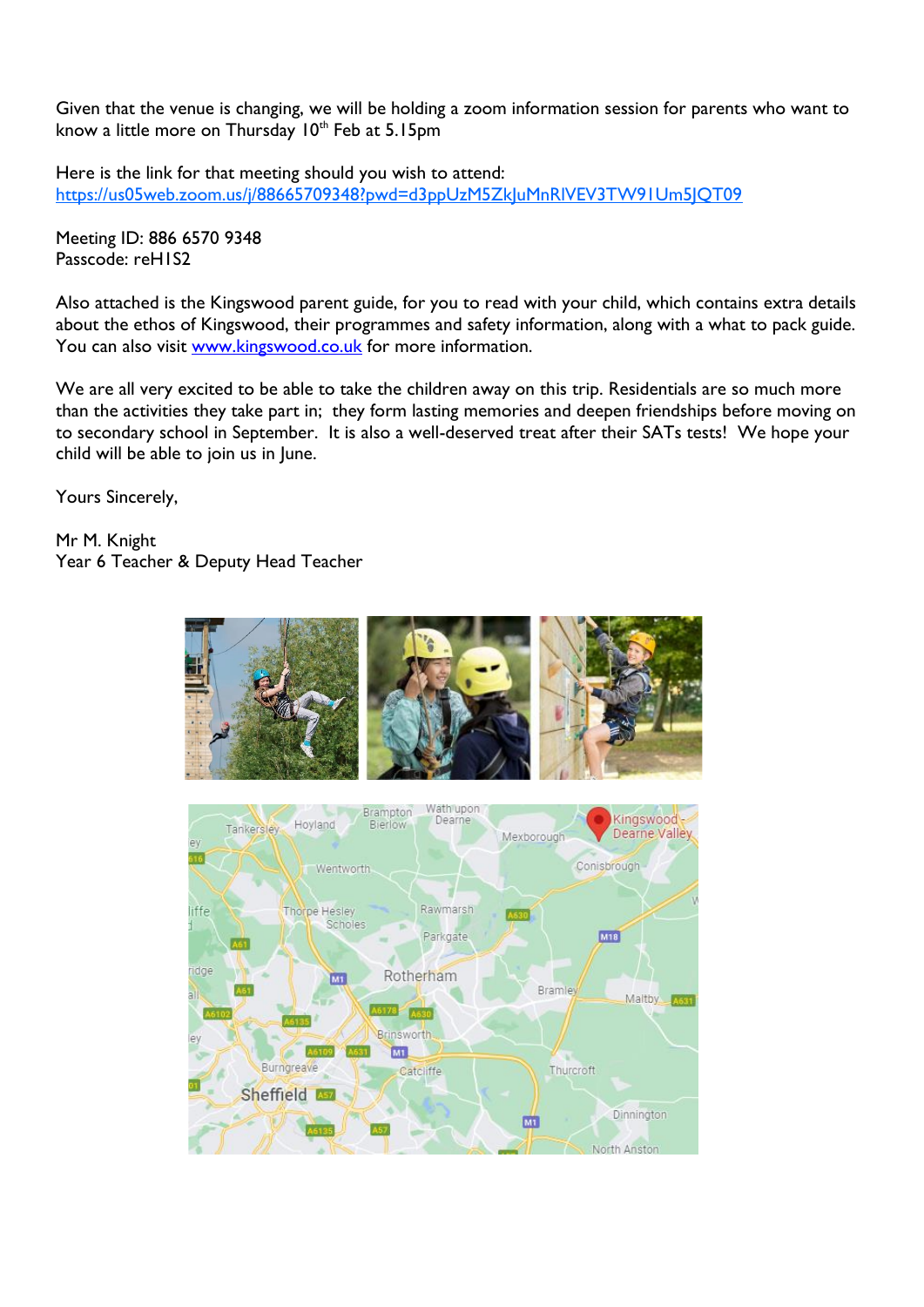Given that the venue is changing, we will be holding a zoom information session for parents who want to know a little more on Thursday 10th Feb at 5.15pm

Here is the link for that meeting should you wish to attend:
https://us05web.zoom.us/j/88665709348?pwd=d3ppUzM5ZkJuMnRlVEV3TW91Um5JQT09

Meeting ID: 886 6570 9348
Passcode: reH1S2

Also attached is the Kingswood parent guide, for you to read with your child, which contains extra details about the ethos of Kingswood, their programmes and safety information, along with a what to pack guide. You can also visit www.kingswood.co.uk for more information.

We are all very excited to be able to take the children away on this trip. Residentials are so much more than the activities they take part in; they form lasting memories and deepen friendships before moving on to secondary school in September. It is also a well-deserved treat after their SATs tests! We hope your child will be able to join us in June.

Yours Sincerely,

Mr M. Knight
Year 6 Teacher & Deputy Head Teacher